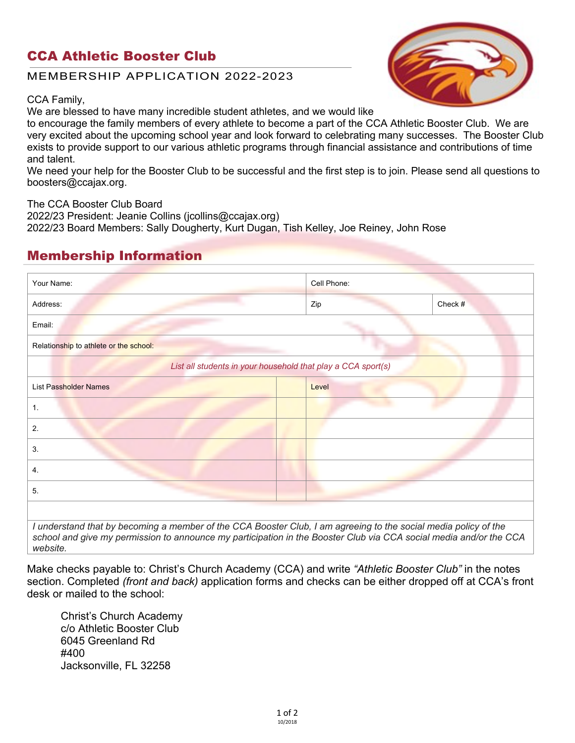## CCA Athletic Booster Club

MEMBERSHIP APPLICATION 2022-2023

CCA Family,
We are blessed to have many incredible student athletes, and we would like to encourage the family members of every athlete to become a part of the CCA Athletic Booster Club. We are very excited about the upcoming school year and look forward to celebrating many successes. The Booster Club exists to provide support to our various athletic programs through financial assistance and contributions of time and talent.
We need your help for the Booster Club to be successful and the first step is to join. Please send all questions to boosters@ccajax.org.

The CCA Booster Club Board
2022/23 President: Jeanie Collins (jcollins@ccajax.org)
2022/23 Board Members: Sally Dougherty, Kurt Dugan, Tish Kelley, Joe Reiney, John Rose

## Membership Information

| Your Name: | | Cell Phone: | |
|---|---|---|---|
| Address: | | Zip | Check # |
| Email: | | | |
| Relationship to athlete or the school: | | | |
| *List all students in your household that play a CCA sport(s)* | | | |
| List Passholder Names | | Level | |
| 1. | | | |
| 2. | | | |
| 3. | | | |
| 4. | | | |
| 5. | | | |
| | | | |

*I understand that by becoming a member of the CCA Booster Club, I am agreeing to the social media policy of the school and give my permission to announce my participation in the Booster Club via CCA social media and/or the CCA website.*

Make checks payable to: Christ's Church Academy (CCA) and write *"Athletic Booster Club"* in the notes section. Completed *(front and back)* application forms and checks can be either dropped off at CCA's front desk or mailed to the school:

Christ's Church Academy
c/o Athletic Booster Club
6045 Greenland Rd
#400
Jacksonville, FL 32258

10/2018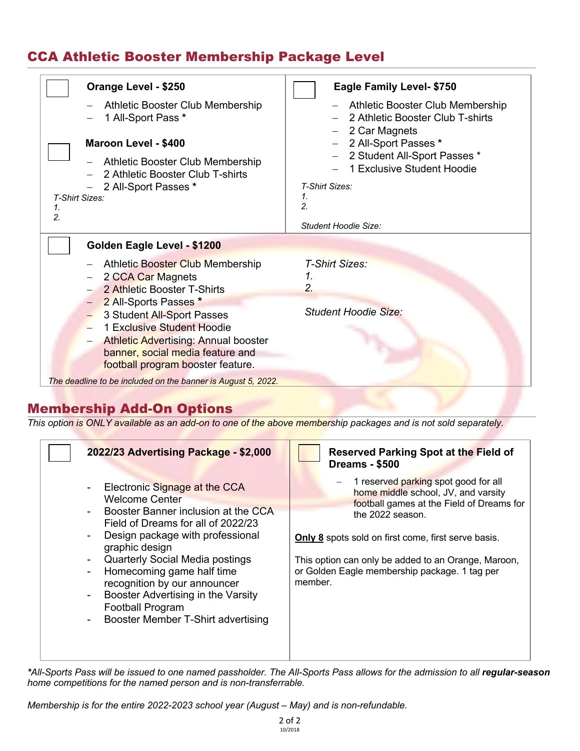## CCA Athletic Booster Membership Package Level

☐ **Orange Level - $250**

- Athletic Booster Club Membership
- 1 All-Sport Pass *

☐ **Maroon Level - $400**

- Athletic Booster Club Membership
- 2 Athletic Booster Club T-shirts
- 2 All-Sport Passes *

*T-Shirt Sizes:*
*1.*
*2.*

☐ **Eagle Family Level- $750**

- Athletic Booster Club Membership
- 2 Athletic Booster Club T-shirts
- 2 Car Magnets
- 2 All-Sport Passes *
- 2 Student All-Sport Passes *
- 1 Exclusive Student Hoodie

*T-Shirt Sizes:*
*1.*
*2.*

*Student Hoodie Size:*

☐ **Golden Eagle Level - $1200**

- Athletic Booster Club Membership
- 2 CCA Car Magnets
- 2 Athletic Booster T-Shirts
- 2 All-Sports Passes *
- 3 Student All-Sport Passes
- 1 Exclusive Student Hoodie
- Athletic Advertising: Annual booster banner, social media feature and football program booster feature.

*The deadline to be included on the banner is August 5, 2022.*

*T-Shirt Sizes:*
*1.*
*2.*

*Student Hoodie Size:*

## Membership Add-On Options

*This option is ONLY available as an add-on to one of the above membership packages and is not sold separately.*

☐ **2022/23 Advertising Package - $2,000**

- Electronic Signage at the CCA Welcome Center
- Booster Banner inclusion at the CCA Field of Dreams for all of 2022/23
- Design package with professional graphic design
- Quarterly Social Media postings
- Homecoming game half time recognition by our announcer
- Booster Advertising in the Varsity Football Program
- Booster Member T-Shirt advertising

☐ **Reserved Parking Spot at the Field of Dreams - $500**

- 1 reserved parking spot good for all home middle school, JV, and varsity football games at the Field of Dreams for the 2022 season.

**Only 8** spots sold on first come, first serve basis.

This option can only be added to an Orange, Maroon, or Golden Eagle membership package. 1 tag per member.

**All-Sports Pass will be issued to one named passholder. The All-Sports Pass allows for the admission to all* ***regular-season*** *home competitions for the named person and is non-transferrable.*

*Membership is for the entire 2022-2023 school year (August – May) and is non-refundable.*